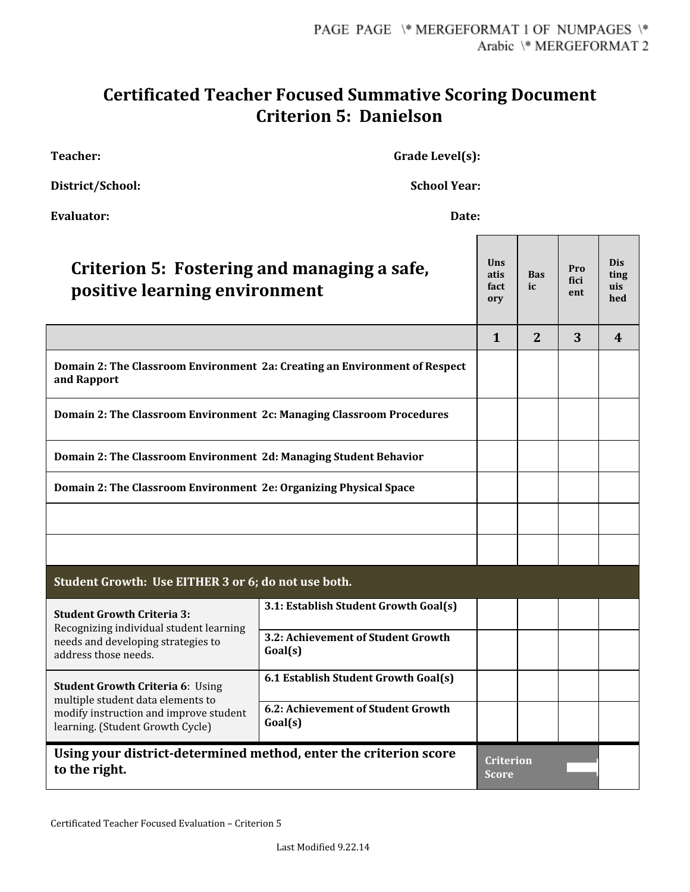# Certificated Teacher Focused Summative Scoring Document
# Criterion 5: Danielson

**Teacher:** **Grade Level(s):**

**District/School:** **School Year:**

**Evaluator:** **Date:**

| Criterion 5: Fostering and managing a safe, positive learning environment | | Unsatisfactory | Basic | Proficient | Distinguished |
|---|---|---|---|---|---|
| | | 1 | 2 | 3 | 4 |
| **Domain 2: The Classroom Environment 2a: Creating an Environment of Respect and Rapport** | | | | | |
| **Domain 2: The Classroom Environment 2c: Managing Classroom Procedures** | | | | | |
| **Domain 2: The Classroom Environment 2d: Managing Student Behavior** | | | | | |
| **Domain 2: The Classroom Environment 2e: Organizing Physical Space** | | | | | |
| | | | | | |
| | | | | | |
| **Student Growth: Use EITHER 3 or 6; do not use both.** | | | | | |
| **Student Growth Criteria 3:** Recognizing individual student learning needs and developing strategies to address those needs. | **3.1: Establish Student Growth Goal(s)** | | | | |
| | **3.2: Achievement of Student Growth Goal(s)** | | | | |
| **Student Growth Criteria 6**: Using multiple student data elements to modify instruction and improve student learning. (Student Growth Cycle) | **6.1 Establish Student Growth Goal(s)** | | | | |
| | **6.2: Achievement of Student Growth Goal(s)** | | | | |
| **Using your district-determined method, enter the criterion score to the right.** | | **Criterion Score** | | | |

Certificated Teacher Focused Evaluation – Criterion 5

Last Modified 9.22.14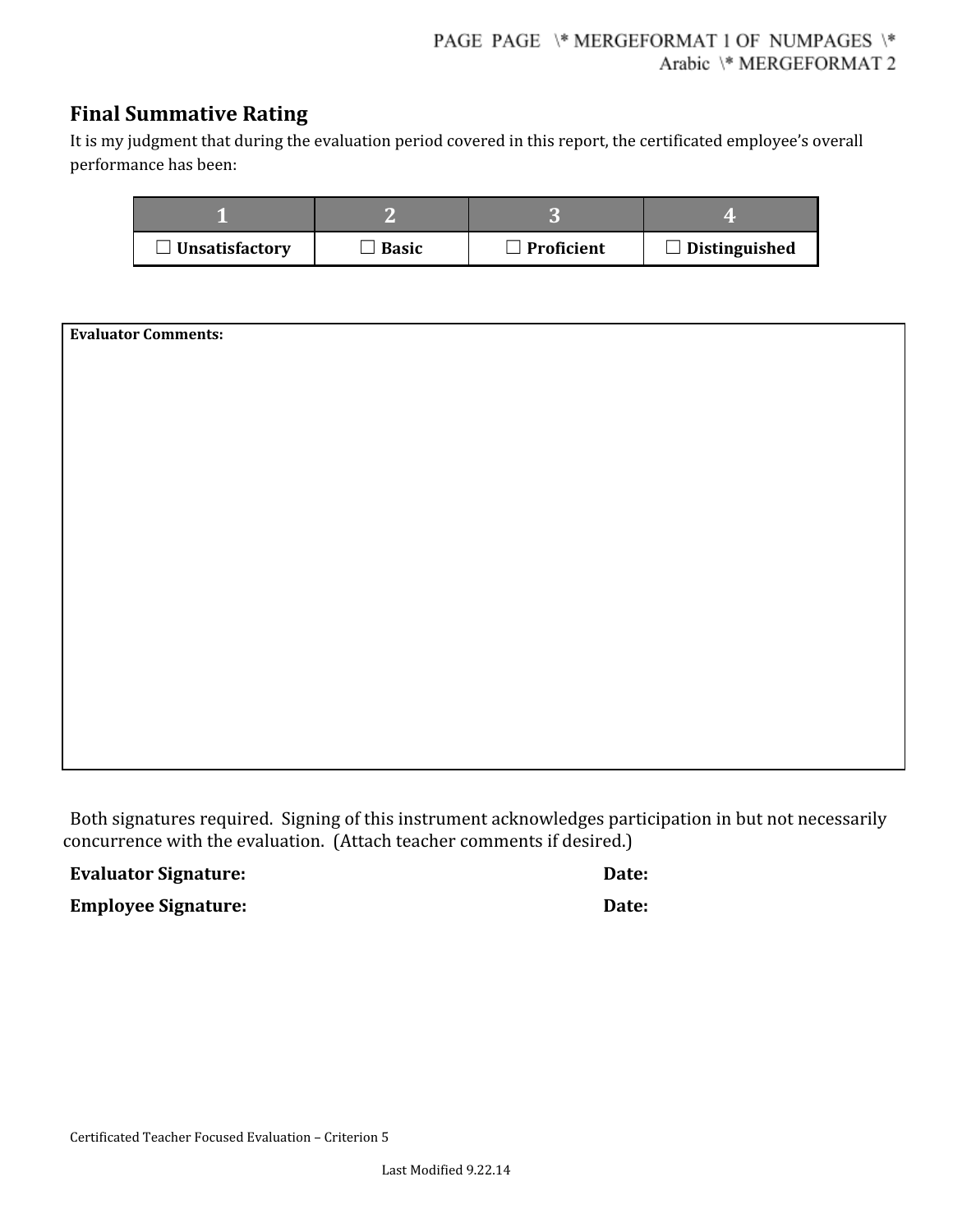## Final Summative Rating

It is my judgment that during the evaluation period covered in this report, the certificated employee's overall performance has been:

| 1 | 2 | 3 | 4 |
|---|---|---|---|
| ☐ **Unsatisfactory** | ☐ **Basic** | ☐ **Proficient** | ☐ **Distinguished** |

| **Evaluator Comments:** |
|---|
| |

Both signatures required. Signing of this instrument acknowledges participation in but not necessarily concurrence with the evaluation. (Attach teacher comments if desired.)

**Evaluator Signature:** **Date:**

**Employee Signature:** **Date:**

Certificated Teacher Focused Evaluation – Criterion 5

Last Modified 9.22.14